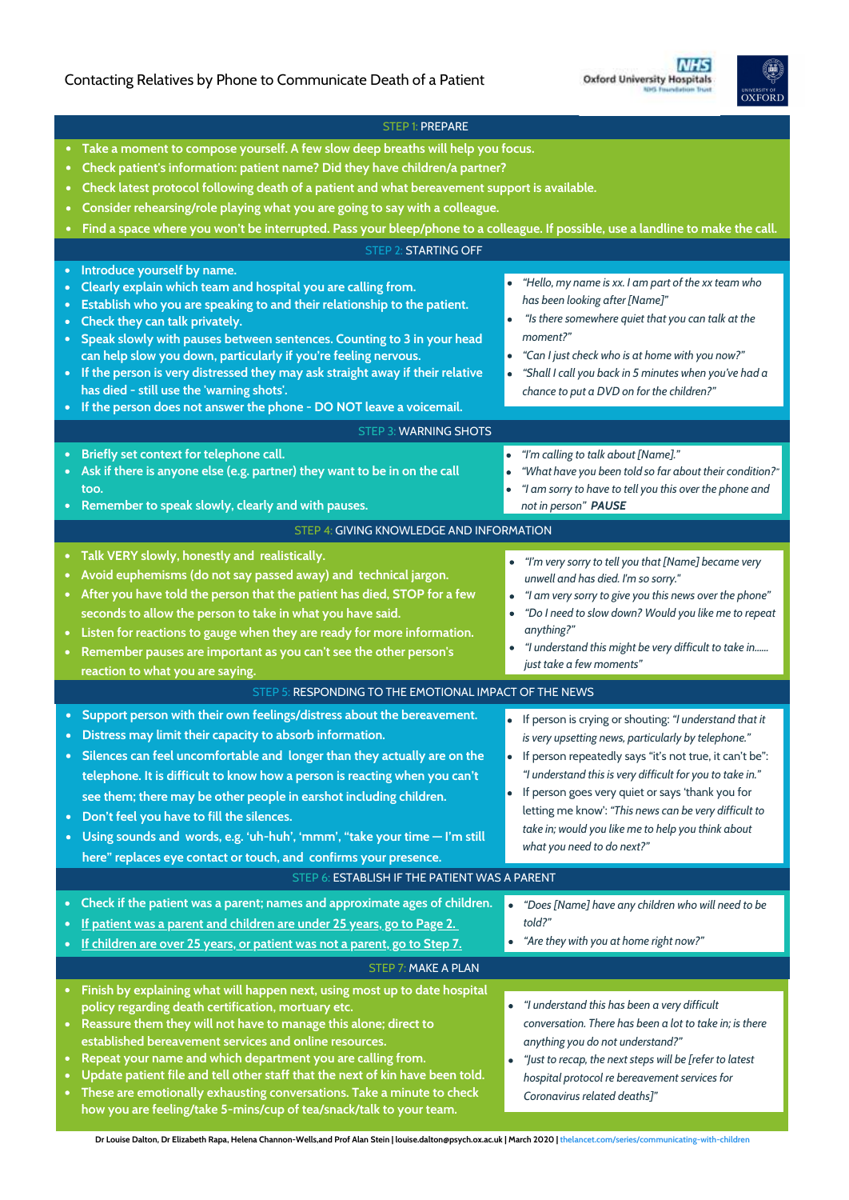# Contacting Relatives by Phone to Communicate Death of a Patient

## STEP 1: PREPARE

- Take a moment to compose yourself. A few slow deep breaths will help you focus.
- Check patient's information: patient name? Did they have children/a partner?
- Check latest protocol following death of a patient and what bereavement support is available.
- Consider rehearsing/role playing what you are going to say with a colleague.
- Find a space where you won't be interrupted. Pass your bleep/phone to a colleague. If possible, use a landline to make the call.

## STEP 2: STARTING OFF

- Introduce yourself by name.
- Clearly explain which team and hospital you are calling from.
- Establish who you are speaking to and their relationship to the patient.
- Check they can talk privately.
- Speak slowly with pauses between sentences. Counting to 3 in your head can help slow you down, particularly if you're feeling nervous.
- If the person is very distressed they may ask straight away if their relative has died - still use the 'warning shots'.
- If the person does not answer the phone - DO NOT leave a voicemail.

- *"Hello, my name is xx. I am part of the xx team who has been looking after [Name]"*
- *"Is there somewhere quiet that you can talk at the moment?"*
- *"Can I just check who is at home with you now?"*
- *"Shall I call you back in 5 minutes when you've had a chance to put a DVD on for the children?"*

## STEP 3: WARNING SHOTS

- Briefly set context for telephone call.
- Ask if there is anyone else (e.g. partner) they want to be in on the call too.
- Remember to speak slowly, clearly and with pauses.

- *"I'm calling to talk about [Name]."*
- *"What have you been told so far about their condition?"*
- *"I am sorry to have to tell you this over the phone and not in person"* ***PAUSE***

## STEP 4: GIVING KNOWLEDGE AND INFORMATION

- Talk VERY slowly, honestly and realistically.
- Avoid euphemisms (do not say passed away) and technical jargon.
- After you have told the person that the patient has died, STOP for a few seconds to allow the person to take in what you have said.
- Listen for reactions to gauge when they are ready for more information.
- Remember pauses are important as you can't see the other person's reaction to what you are saying.

- *"I'm very sorry to tell you that [Name] became very unwell and has died. I'm so sorry."*
- *"I am very sorry to give you this news over the phone"*
- *"Do I need to slow down? Would you like me to repeat anything?"*
- *"I understand this might be very difficult to take in...... just take a few moments"*

## STEP 5: RESPONDING TO THE EMOTIONAL IMPACT OF THE NEWS

- Support person with their own feelings/distress about the bereavement.
- Distress may limit their capacity to absorb information.
- Silences can feel uncomfortable and longer than they actually are on the telephone. It is difficult to know how a person is reacting when you can't see them; there may be other people in earshot including children.
- Don't feel you have to fill the silences.
- Using sounds and words, e.g. 'uh-huh', 'mmm', "take your time — I'm still here" replaces eye contact or touch, and confirms your presence.

- If person is crying or shouting: *"I understand that it is very upsetting news, particularly by telephone."*
- If person repeatedly says "it's not true, it can't be": *"I understand this is very difficult for you to take in."*
- If person goes very quiet or says 'thank you for letting me know': *"This news can be very difficult to take in; would you like me to help you think about what you need to do next?"*

## STEP 6: ESTABLISH IF THE PATIENT WAS A PARENT

- Check if the patient was a parent; names and approximate ages of children.
- If patient was a parent and children are under 25 years, go to Page 2.
- If children are over 25 years, or patient was not a parent, go to Step 7.

- *"Does [Name] have any children who will need to be told?"*
- *"Are they with you at home right now?"*

## STEP 7: MAKE A PLAN

- Finish by explaining what will happen next, using most up to date hospital policy regarding death certification, mortuary etc.
- Reassure them they will not have to manage this alone; direct to established bereavement services and online resources.
- Repeat your name and which department you are calling from.
- Update patient file and tell other staff that the next of kin have been told.
- These are emotionally exhausting conversations. Take a minute to check how you are feeling/take 5-mins/cup of tea/snack/talk to your team.

- *"I understand this has been a very difficult conversation. There has been a lot to take in; is there anything you do not understand?"*
- *"Just to recap, the next steps will be [refer to latest hospital protocol re bereavement services for Coronavirus related deaths]"*

Dr Louise Dalton, Dr Elizabeth Rapa, Helena Channon-Wells,and Prof Alan Stein | louise.dalton@psych.ox.ac.uk | March 2020 | thelancet.com/series/communicating-with-children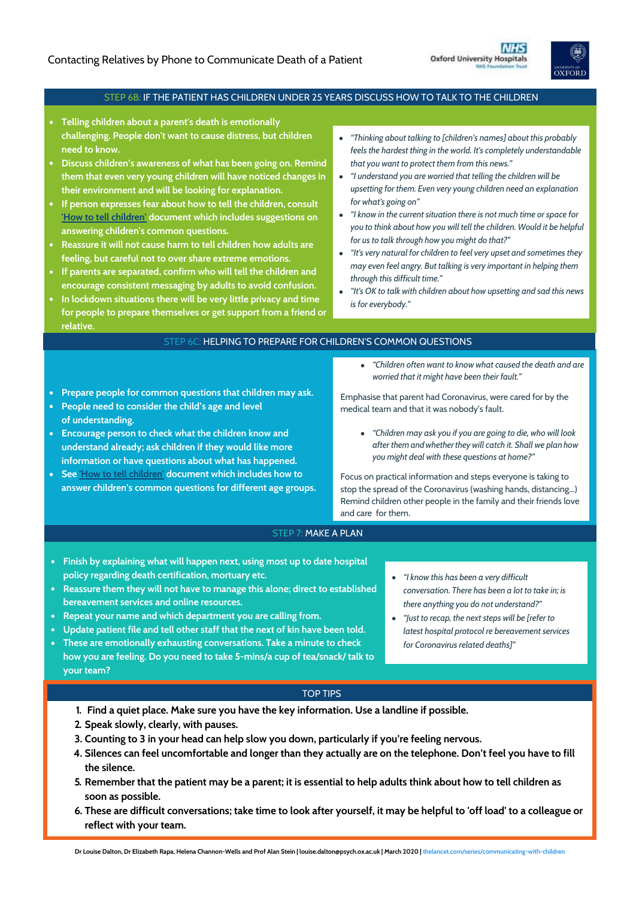Contacting Relatives by Phone to Communicate Death of a Patient

## STEP 6B: IF THE PATIENT HAS CHILDREN UNDER 25 YEARS DISCUSS HOW TO TALK TO THE CHILDREN

- Telling children about a parent's death is emotionally challenging. People don't want to cause distress, but children need to know.
- Discuss children's awareness of what has been going on. Remind them that even very young children will have noticed changes in their environment and will be looking for explanation.
- If person expresses fear about how to tell the children, consult 'How to tell children' document which includes suggestions on answering children's common questions.
- Reassure it will not cause harm to tell children how adults are feeling, but careful not to over share extreme emotions.
- If parents are separated, confirm who will tell the children and encourage consistent messaging by adults to avoid confusion.
- In lockdown situations there will be very little privacy and time for people to prepare themselves or get support from a friend or relative.

- *"Thinking about talking to [children's names] about this probably feels the hardest thing in the world. It's completely understandable that you want to protect them from this news."*
- *"I understand you are worried that telling the children will be upsetting for them. Even very young children need an explanation for what's going on"*
- *"I know in the current situation there is not much time or space for you to think about how you will tell the children. Would it be helpful for us to talk through how you might do that?"*
- *"It's very natural for children to feel very upset and sometimes they may even feel angry. But talking is very important in helping them through this difficult time."*
- *"It's OK to talk with children about how upsetting and sad this news is for everybody."*

## STEP 6C: HELPING TO PREPARE FOR CHILDREN'S COMMON QUESTIONS

- Prepare people for common questions that children may ask.
- People need to consider the child's age and level of understanding.
- Encourage person to check what the children know and understand already; ask children if they would like more information or have questions about what has happened.
- See 'How to tell children' document which includes how to answer children's common questions for different age groups.

- *"Children often want to know what caused the death and are worried that it might have been their fault."*

Emphasise that parent had Coronavirus, were cared for by the medical team and that it was nobody's fault.

- *"Children may ask you if you are going to die, who will look after them and whether they will catch it. Shall we plan how you might deal with these questions at home?"*

Focus on practical information and steps everyone is taking to stop the spread of the Coronavirus (washing hands, distancing...) Remind children other people in the family and their friends love and care for them.

## STEP 7: MAKE A PLAN

- Finish by explaining what will happen next, using most up to date hospital policy regarding death certification, mortuary etc.
- Reassure them they will not have to manage this alone; direct to established bereavement services and online resources.
- Repeat your name and which department you are calling from.
- Update patient file and tell other staff that the next of kin have been told.
- These are emotionally exhausting conversations. Take a minute to check how you are feeling. Do you need to take 5-mins/a cup of tea/snack/ talk to your team?

- *"I know this has been a very difficult conversation. There has been a lot to take in; is there anything you do not understand?"*
- *"Just to recap, the next steps will be [refer to latest hospital protocol re bereavement services for Coronavirus related deaths]"*

## TOP TIPS

1. **Find a quiet place. Make sure you have the key information. Use a landline if possible.**
2. **Speak slowly, clearly, with pauses.**
3. **Counting to 3 in your head can help slow you down, particularly if you're feeling nervous.**
4. **Silences can feel uncomfortable and longer than they actually are on the telephone. Don't feel you have to fill the silence.**
5. **Remember that the patient may be a parent; it is essential to help adults think about how to tell children as soon as possible.**
6. **These are difficult conversations; take time to look after yourself, it may be helpful to 'off load' to a colleague or reflect with your team.**

Dr Louise Dalton, Dr Elizabeth Rapa, Helena Channon-Wells and Prof Alan Stein | louise.dalton@psych.ox.ac.uk | March 2020 | thelancet.com/series/communicating-with-children